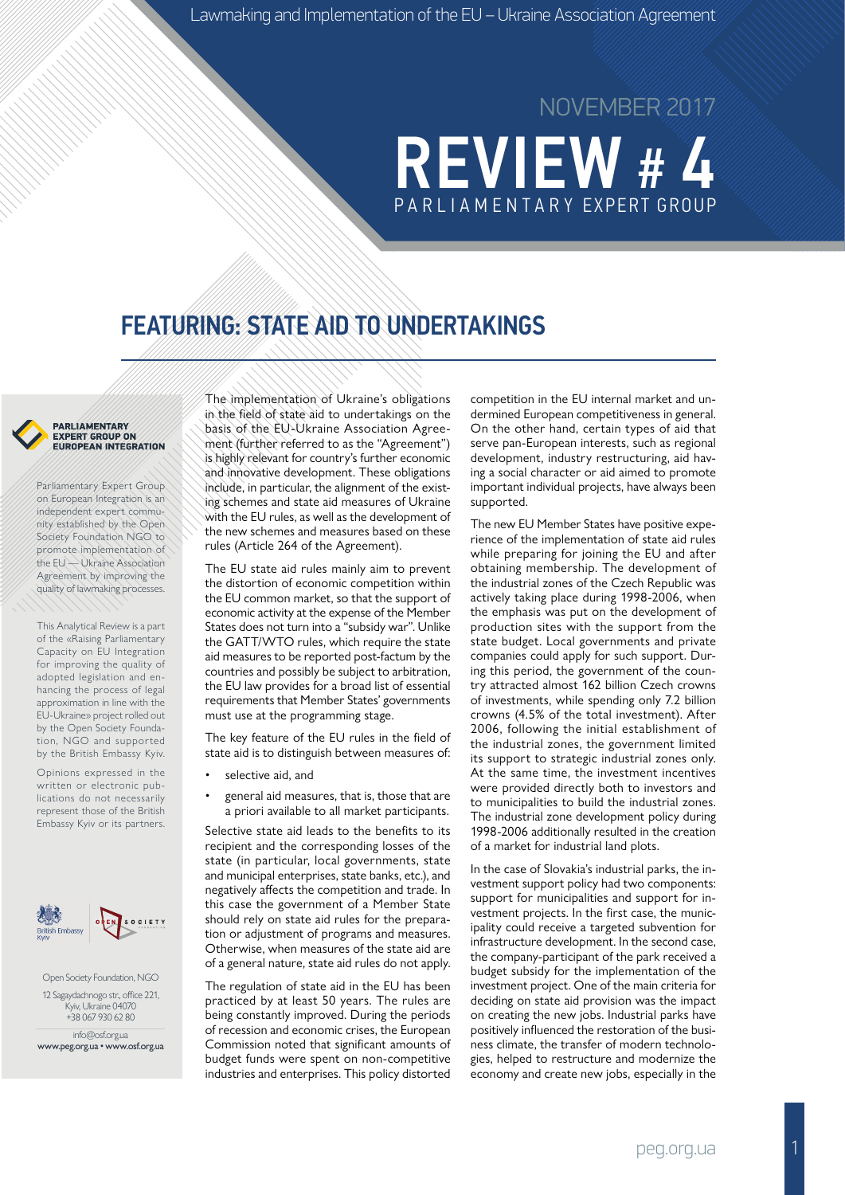NOVEMBER 2017

# REVIEW # 4

PARLIAMENTARY EXPERT GROUP

## FEATURING: STATE AID TO UNDERTAKINGS

**PARLIAMENTARY EXPERT GROUP ON EUROPEAN INTEGRATION**

Parliamentary Expert Group on European Integration is an independent expert community established by the Open Society Foundation NGO to promote implementation of the EU — Ukraine Association Agreement by improving the quality of lawmaking processes.

This Analytical Review is a part of the «Raising Parliamentary Capacity on EU Integration for improving the quality of adopted legislation and enhancing the process of legal approximation in line with the EU-Ukraine» project rolled out by the Open Society Foundation, NGO and supported by the British Embassy Kyiv.

Opinions expressed in the written or electronic publications do not necessarily represent those of the British Embassy Kyiv or its partners.

Open Society Foundation, NGO
12 Sagaydachnogo str., office 221, Kyiv, Ukraine 04070
+38 067 930 62 80
info@osf.org.ua
www.peg.org.ua • www.osf.org.ua

The implementation of Ukraine's obligations in the field of state aid to undertakings on the basis of the EU-Ukraine Association Agreement (further referred to as the "Agreement") is highly relevant for country's further economic and innovative development. These obligations include, in particular, the alignment of the existing schemes and state aid measures of Ukraine with the EU rules, as well as the development of the new schemes and measures based on these rules (Article 264 of the Agreement).

The EU state aid rules mainly aim to prevent the distortion of economic competition within the EU common market, so that the support of economic activity at the expense of the Member States does not turn into a "subsidy war". Unlike the GATT/WTO rules, which require the state aid measures to be reported post-factum by the countries and possibly be subject to arbitration, the EU law provides for a broad list of essential requirements that Member States' governments must use at the programming stage.

The key feature of the EU rules in the field of state aid is to distinguish between measures of:

- selective aid, and
- general aid measures, that is, those that are a priori available to all market participants.

Selective state aid leads to the benefits to its recipient and the corresponding losses of the state (in particular, local governments, state and municipal enterprises, state banks, etc.), and negatively affects the competition and trade. In this case the government of a Member State should rely on state aid rules for the preparation or adjustment of programs and measures. Otherwise, when measures of the state aid are of a general nature, state aid rules do not apply.

The regulation of state aid in the EU has been practiced by at least 50 years. The rules are being constantly improved. During the periods of recession and economic crises, the European Commission noted that significant amounts of budget funds were spent on non-competitive industries and enterprises. This policy distorted competition in the EU internal market and undermined European competitiveness in general. On the other hand, certain types of aid that serve pan-European interests, such as regional development, industry restructuring, aid having a social character or aid aimed to promote important individual projects, have always been supported.

The new EU Member States have positive experience of the implementation of state aid rules while preparing for joining the EU and after obtaining membership. The development of the industrial zones of the Czech Republic was actively taking place during 1998-2006, when the emphasis was put on the development of production sites with the support from the state budget. Local governments and private companies could apply for such support. During this period, the government of the country attracted almost 162 billion Czech crowns of investments, while spending only 7.2 billion crowns (4.5% of the total investment). After 2006, following the initial establishment of the industrial zones, the government limited its support to strategic industrial zones only. At the same time, the investment incentives were provided directly both to investors and to municipalities to build the industrial zones. The industrial zone development policy during 1998-2006 additionally resulted in the creation of a market for industrial land plots.

In the case of Slovakia's industrial parks, the investment support policy had two components: support for municipalities and support for investment projects. In the first case, the municipality could receive a targeted subvention for infrastructure development. In the second case, the company-participant of the park received a budget subsidy for the implementation of the investment project. One of the main criteria for deciding on state aid provision was the impact on creating the new jobs. Industrial parks have positively influenced the restoration of the business climate, the transfer of modern technologies, helped to restructure and modernize the economy and create new jobs, especially in the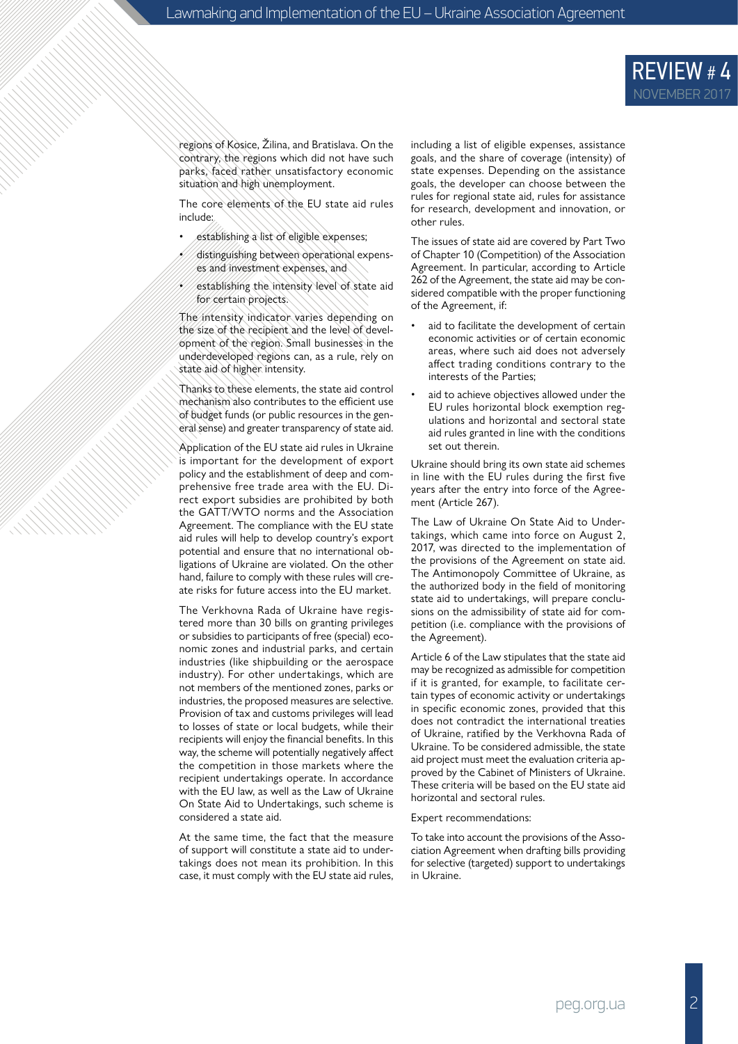regions of Kosice, Žilina, and Bratislava. On the contrary, the regions which did not have such parks, faced rather unsatisfactory economic situation and high unemployment.

The core elements of the EU state aid rules include:

- establishing a list of eligible expenses;
- distinguishing between operational expenses and investment expenses, and
- establishing the intensity level of state aid for certain projects.

The intensity indicator varies depending on the size of the recipient and the level of development of the region. Small businesses in the underdeveloped regions can, as a rule, rely on state aid of higher intensity.

Thanks to these elements, the state aid control mechanism also contributes to the efficient use of budget funds (or public resources in the general sense) and greater transparency of state aid.

Application of the EU state aid rules in Ukraine is important for the development of export policy and the establishment of deep and comprehensive free trade area with the EU. Direct export subsidies are prohibited by both the GATT/WTO norms and the Association Agreement. The compliance with the EU state aid rules will help to develop country's export potential and ensure that no international obligations of Ukraine are violated. On the other hand, failure to comply with these rules will create risks for future access into the EU market.

The Verkhovna Rada of Ukraine have registered more than 30 bills on granting privileges or subsidies to participants of free (special) economic zones and industrial parks, and certain industries (like shipbuilding or the aerospace industry). For other undertakings, which are not members of the mentioned zones, parks or industries, the proposed measures are selective. Provision of tax and customs privileges will lead to losses of state or local budgets, while their recipients will enjoy the financial benefits. In this way, the scheme will potentially negatively affect the competition in those markets where the recipient undertakings operate. In accordance with the EU law, as well as the Law of Ukraine On State Aid to Undertakings, such scheme is considered a state aid.

At the same time, the fact that the measure of support will constitute a state aid to undertakings does not mean its prohibition. In this case, it must comply with the EU state aid rules, including a list of eligible expenses, assistance goals, and the share of coverage (intensity) of state expenses. Depending on the assistance goals, the developer can choose between the rules for regional state aid, rules for assistance for research, development and innovation, or other rules.

The issues of state aid are covered by Part Two of Chapter 10 (Competition) of the Association Agreement. In particular, according to Article 262 of the Agreement, the state aid may be considered compatible with the proper functioning of the Agreement, if:

- aid to facilitate the development of certain economic activities or of certain economic areas, where such aid does not adversely affect trading conditions contrary to the interests of the Parties;
- aid to achieve objectives allowed under the EU rules horizontal block exemption regulations and horizontal and sectoral state aid rules granted in line with the conditions set out therein.

Ukraine should bring its own state aid schemes in line with the EU rules during the first five years after the entry into force of the Agreement (Article 267).

The Law of Ukraine On State Aid to Undertakings, which came into force on August 2, 2017, was directed to the implementation of the provisions of the Agreement on state aid. The Antimonopoly Committee of Ukraine, as the authorized body in the field of monitoring state aid to undertakings, will prepare conclusions on the admissibility of state aid for competition (i.e. compliance with the provisions of the Agreement).

Article 6 of the Law stipulates that the state aid may be recognized as admissible for competition if it is granted, for example, to facilitate certain types of economic activity or undertakings in specific economic zones, provided that this does not contradict the international treaties of Ukraine, ratified by the Verkhovna Rada of Ukraine. To be considered admissible, the state aid project must meet the evaluation criteria approved by the Cabinet of Ministers of Ukraine. These criteria will be based on the EU state aid horizontal and sectoral rules.

Expert recommendations:

To take into account the provisions of the Association Agreement when drafting bills providing for selective (targeted) support to undertakings in Ukraine.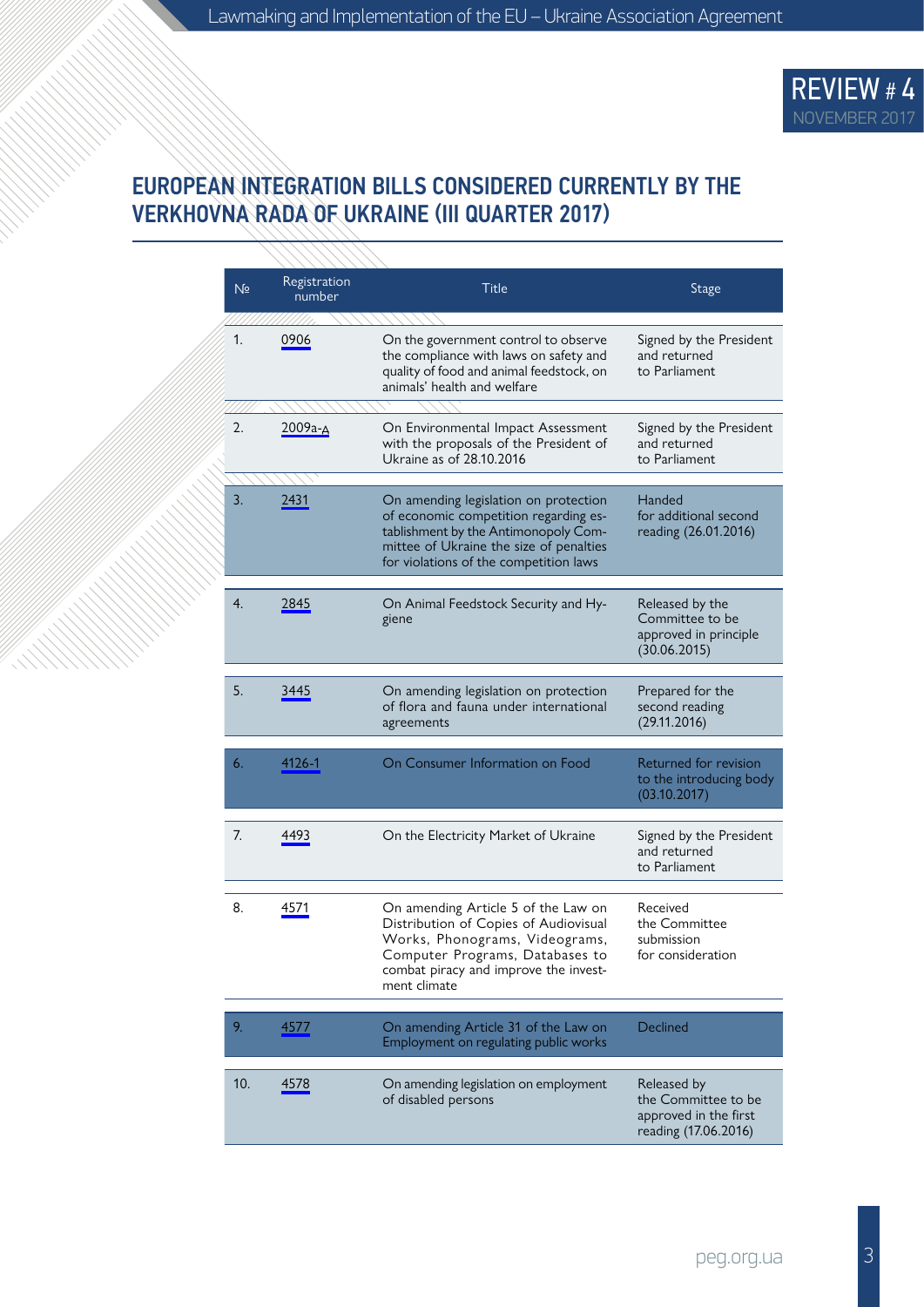## EUROPEAN INTEGRATION BILLS CONSIDERED CURRENTLY BY THE VERKHOVNA RADA OF UKRAINE (III QUARTER 2017)

| № | Registration number | Title | Stage |
|---|---|---|---|
| 1. | 0906 | On the government control to observe the compliance with laws on safety and quality of food and animal feedstock, on animals' health and welfare | Signed by the President and returned to Parliament |
| 2. | 2009а-д | On Environmental Impact Assessment with the proposals of the President of Ukraine as of 28.10.2016 | Signed by the President and returned to Parliament |
| 3. | 2431 | On amending legislation on protection of economic competition regarding establishment by the Antimonopoly Committee of Ukraine the size of penalties for violations of the competition laws | Handed for additional second reading (26.01.2016) |
| 4. | 2845 | On Animal Feedstock Security and Hygiene | Released by the Committee to be approved in principle (30.06.2015) |
| 5. | 3445 | On amending legislation on protection of flora and fauna under international agreements | Prepared for the second reading (29.11.2016) |
| 6. | 4126-1 | On Consumer Information on Food | Returned for revision to the introducing body (03.10.2017) |
| 7. | 4493 | On the Electricity Market of Ukraine | Signed by the President and returned to Parliament |
| 8. | 4571 | On amending Article 5 of the Law on Distribution of Copies of Audiovisual Works, Phonograms, Videograms, Computer Programs, Databases to combat piracy and improve the investment climate | Received the Committee submission for consideration |
| 9. | 4577 | On amending Article 31 of the Law on Employment on regulating public works | Declined |
| 10. | 4578 | On amending legislation on employment of disabled persons | Released by the Committee to be approved in the first reading (17.06.2016) |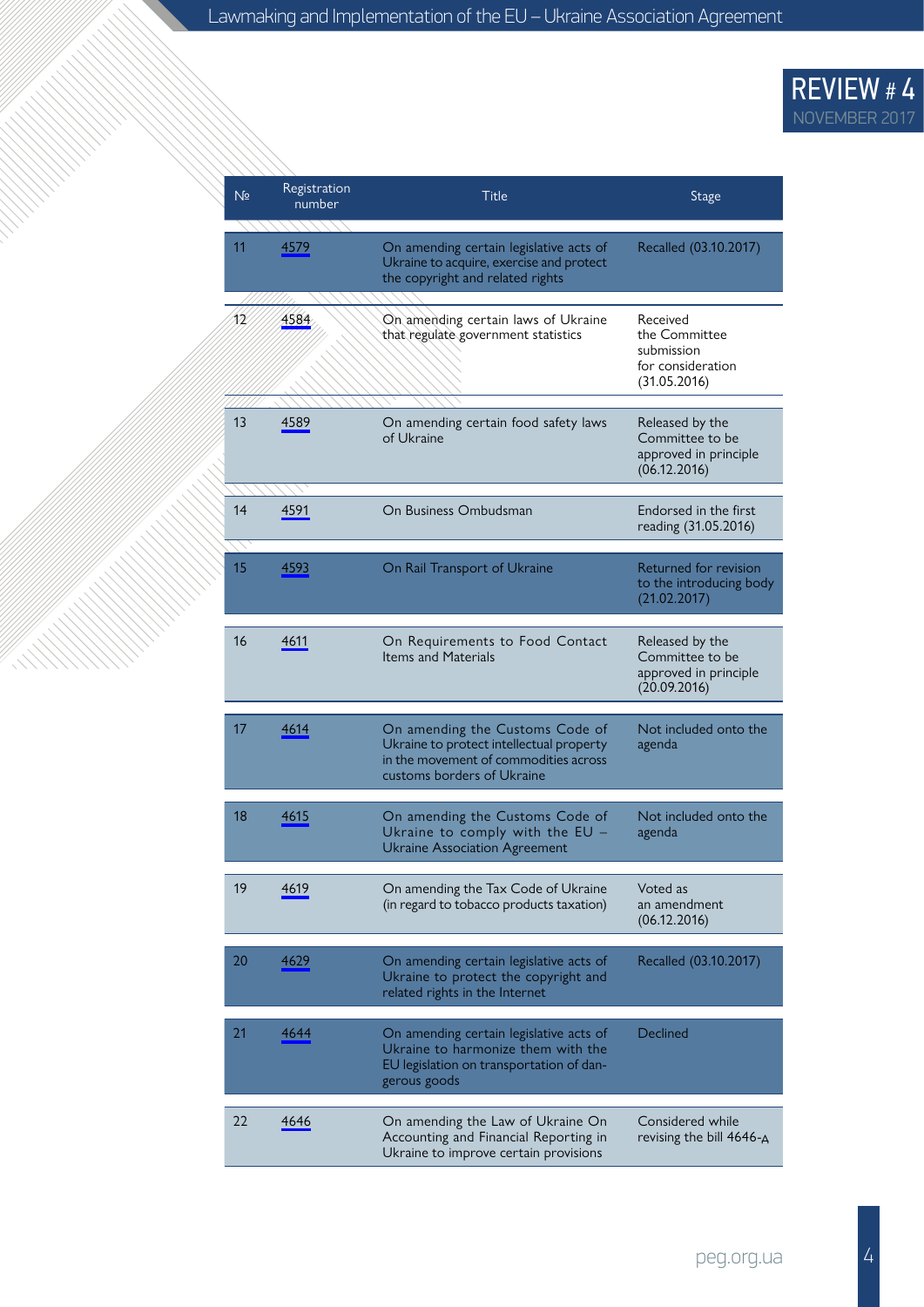| № | Registration number | Title | Stage |
|---|---|---|---|
| 11 | 4579 | On amending certain legislative acts of Ukraine to acquire, exercise and protect the copyright and related rights | Recalled (03.10.2017) |
| 12 | 4584 | On amending certain laws of Ukraine that regulate government statistics | Received the Committee submission for consideration (31.05.2016) |
| 13 | 4589 | On amending certain food safety laws of Ukraine | Released by the Committee to be approved in principle (06.12.2016) |
| 14 | 4591 | On Business Ombudsman | Endorsed in the first reading (31.05.2016) |
| 15 | 4593 | On Rail Transport of Ukraine | Returned for revision to the introducing body (21.02.2017) |
| 16 | 4611 | On Requirements to Food Contact Items and Materials | Released by the Committee to be approved in principle (20.09.2016) |
| 17 | 4614 | On amending the Customs Code of Ukraine to protect intellectual property in the movement of commodities across customs borders of Ukraine | Not included onto the agenda |
| 18 | 4615 | On amending the Customs Code of Ukraine to comply with the EU – Ukraine Association Agreement | Not included onto the agenda |
| 19 | 4619 | On amending the Tax Code of Ukraine (in regard to tobacco products taxation) | Voted as an amendment (06.12.2016) |
| 20 | 4629 | On amending certain legislative acts of Ukraine to protect the copyright and related rights in the Internet | Recalled (03.10.2017) |
| 21 | 4644 | On amending certain legislative acts of Ukraine to harmonize them with the EU legislation on transportation of dangerous goods | Declined |
| 22 | 4646 | On amending the Law of Ukraine On Accounting and Financial Reporting in Ukraine to improve certain provisions | Considered while revising the bill 4646-A |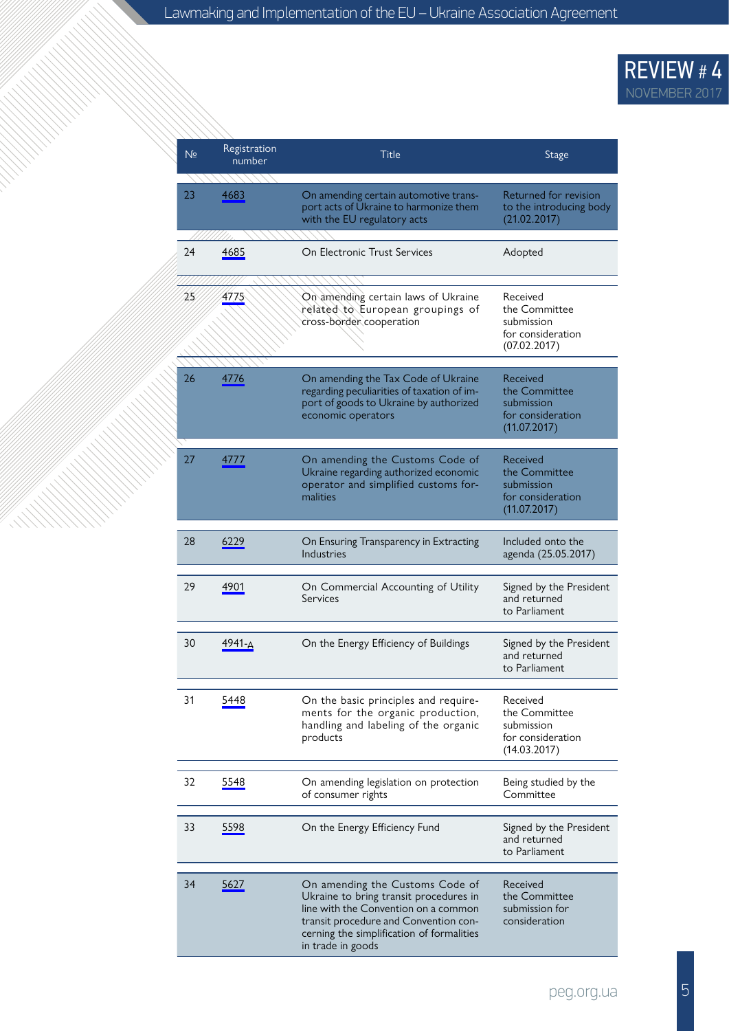| № | Registration number | Title | Stage |
| --- | --- | --- | --- |
| 23 | 4683 | On amending certain automotive transport acts of Ukraine to harmonize them with the EU regulatory acts | Returned for revision to the introducing body (21.02.2017) |
| 24 | 4685 | On Electronic Trust Services | Adopted |
| 25 | 4775 | On amending certain laws of Ukraine related to European groupings of cross-border cooperation | Received the Committee submission for consideration (07.02.2017) |
| 26 | 4776 | On amending the Tax Code of Ukraine regarding peculiarities of taxation of import of goods to Ukraine by authorized economic operators | Received the Committee submission for consideration (11.07.2017) |
| 27 | 4777 | On amending the Customs Code of Ukraine regarding authorized economic operator and simplified customs formalities | Received the Committee submission for consideration (11.07.2017) |
| 28 | 6229 | On Ensuring Transparency in Extracting Industries | Included onto the agenda (25.05.2017) |
| 29 | 4901 | On Commercial Accounting of Utility Services | Signed by the President and returned to Parliament |
| 30 | 4941-д | On the Energy Efficiency of Buildings | Signed by the President and returned to Parliament |
| 31 | 5448 | On the basic principles and requirements for the organic production, handling and labeling of the organic products | Received the Committee submission for consideration (14.03.2017) |
| 32 | 5548 | On amending legislation on protection of consumer rights | Being studied by the Committee |
| 33 | 5598 | On the Energy Efficiency Fund | Signed by the President and returned to Parliament |
| 34 | 5627 | On amending the Customs Code of Ukraine to bring transit procedures in line with the Convention on a common transit procedure and Convention concerning the simplification of formalities in trade in goods | Received the Committee submission for consideration |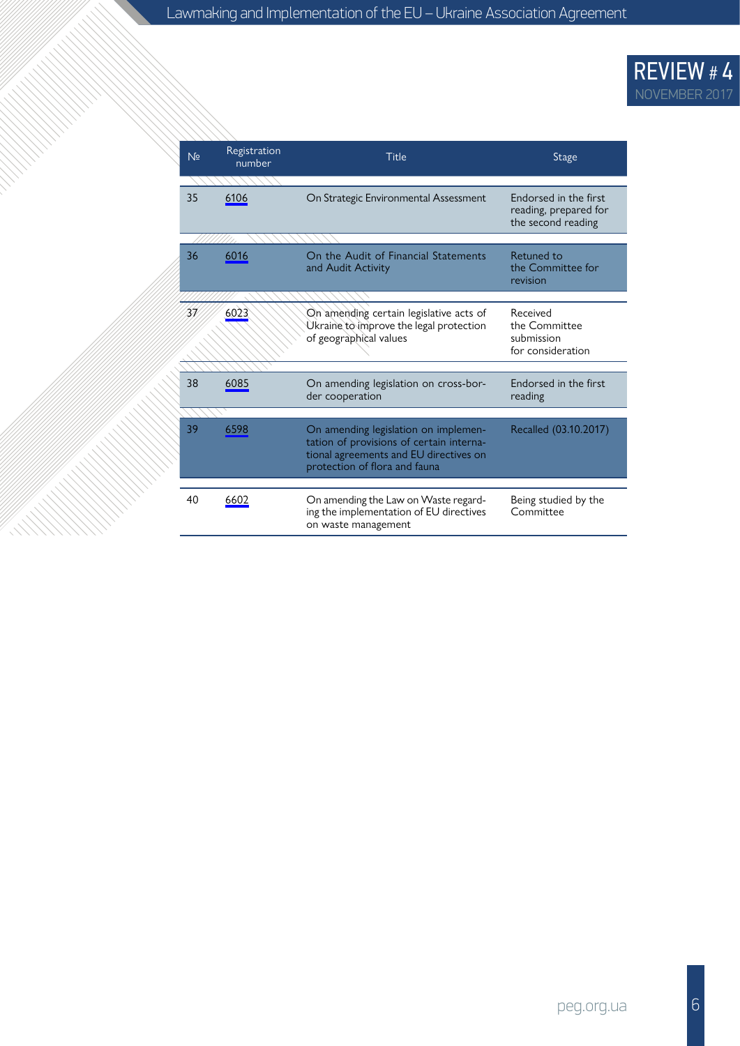| № | Registration number | Title | Stage |
|---|---|---|---|
| 35 | 6106 | On Strategic Environmental Assessment | Endorsed in the first reading, prepared for the second reading |
| 36 | 6016 | On the Audit of Financial Statements and Audit Activity | Retuned to the Committee for revision |
| 37 | 6023 | On amending certain legislative acts of Ukraine to improve the legal protection of geographical values | Received the Committee submission for consideration |
| 38 | 6085 | On amending legislation on cross-border cooperation | Endorsed in the first reading |
| 39 | 6598 | On amending legislation on implementation of provisions of certain international agreements and EU directives on protection of flora and fauna | Recalled (03.10.2017) |
| 40 | 6602 | On amending the Law on Waste regarding the implementation of EU directives on waste management | Being studied by the Committee |